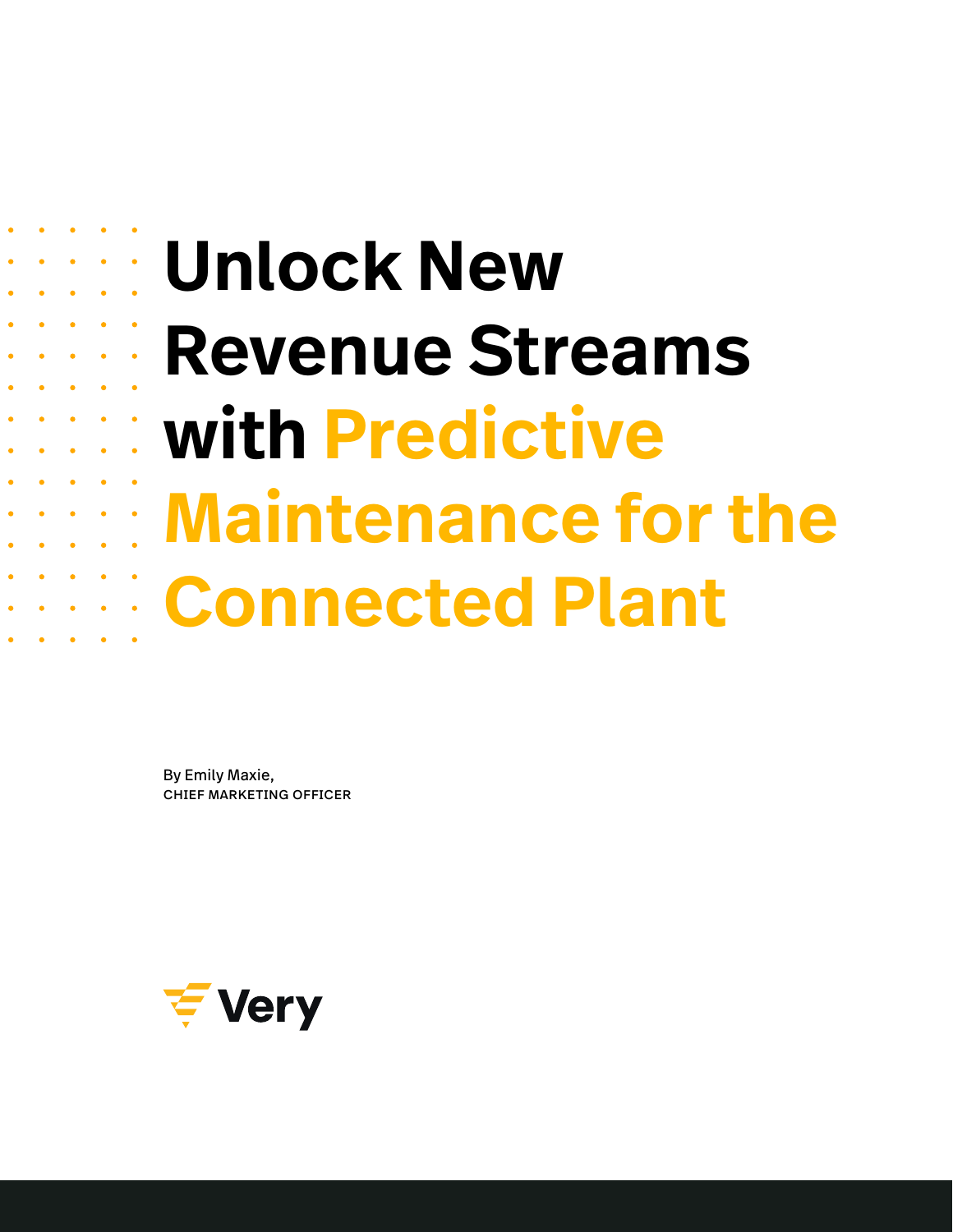# Unlock New Revenue Streams with Predictive Maintenance for the Connected Plant

By Emily Maxie,
CHIEF MARKETING OFFICER

Very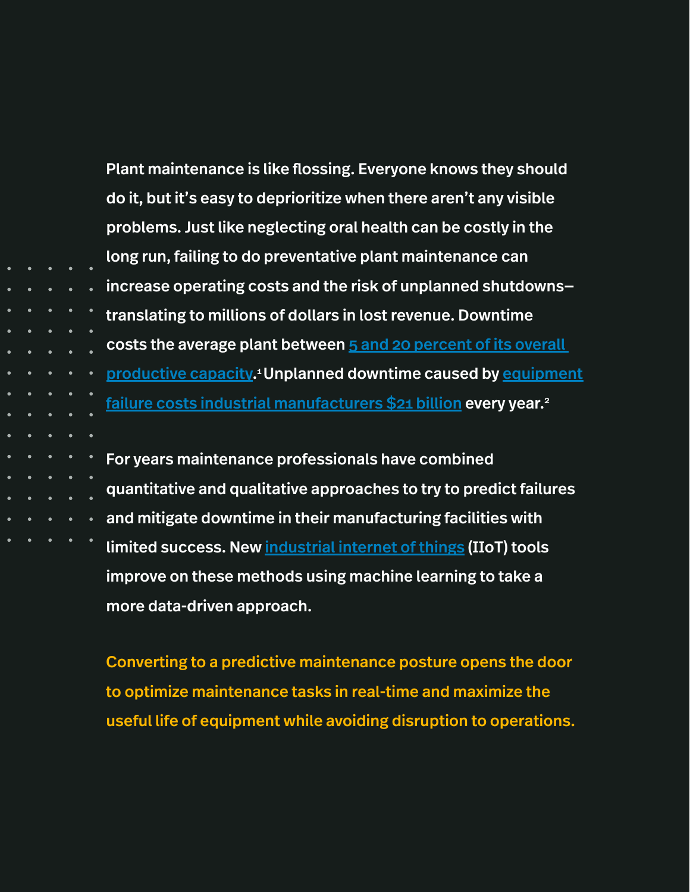Plant maintenance is like flossing. Everyone knows they should do it, but it's easy to deprioritize when there aren't any visible problems. Just like neglecting oral health can be costly in the long run, failing to do preventative plant maintenance can increase operating costs and the risk of unplanned shutdowns–translating to millions of dollars in lost revenue. Downtime costs the average plant between 5 and 20 percent of its overall productive capacity.[1] Unplanned downtime caused by equipment failure costs industrial manufacturers $21 billion every year.[2]

For years maintenance professionals have combined quantitative and qualitative approaches to try to predict failures and mitigate downtime in their manufacturing facilities with limited success. New industrial internet of things (IIoT) tools improve on these methods using machine learning to take a more data-driven approach.

Converting to a predictive maintenance posture opens the door to optimize maintenance tasks in real-time and maximize the useful life of equipment while avoiding disruption to operations.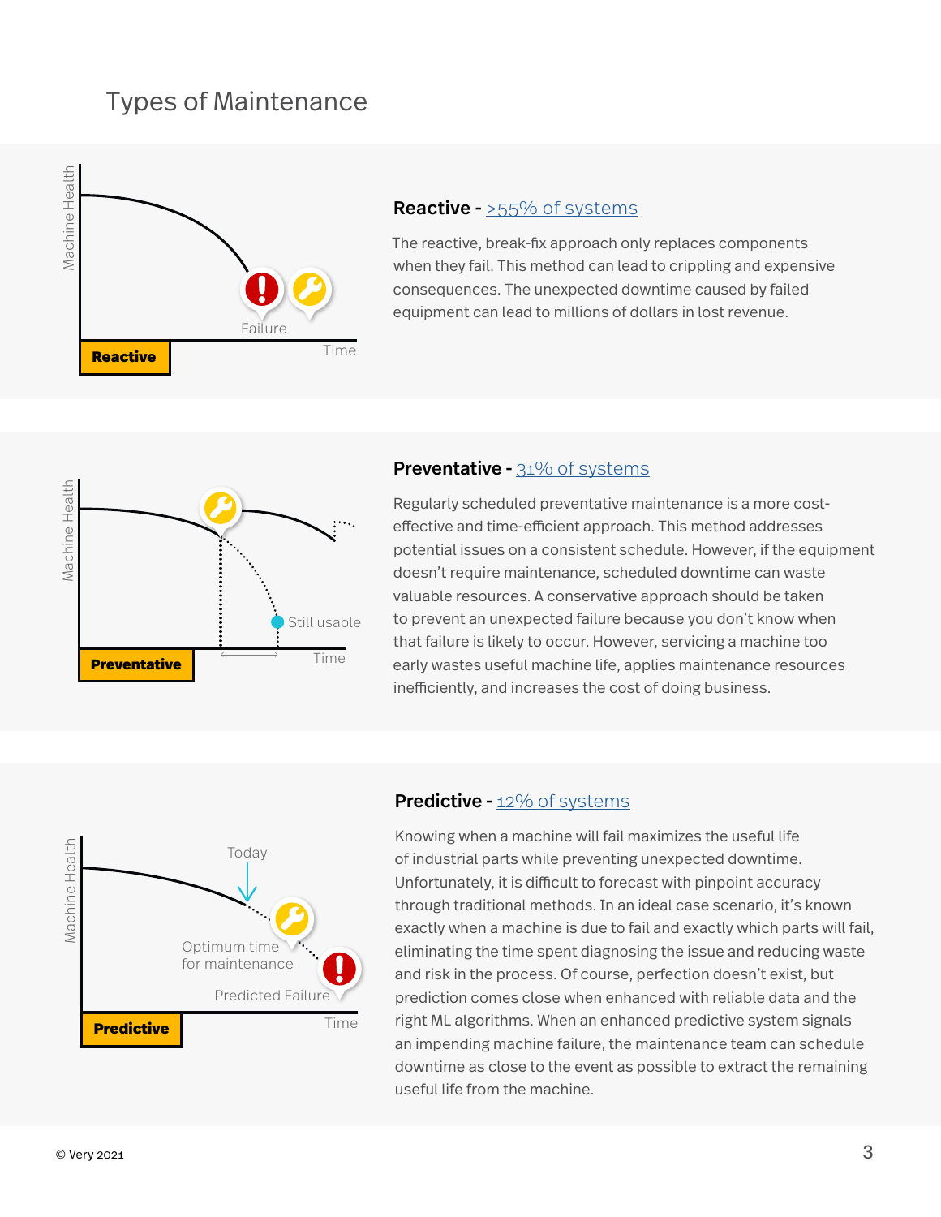# Types of Maintenance

Machine Health

Failure

Time

Reactive

## Reactive - >55% of systems

The reactive, break-fix approach only replaces components when they fail. This method can lead to crippling and expensive consequences. The unexpected downtime caused by failed equipment can lead to millions of dollars in lost revenue.

Machine Health

Still usable

Time

Preventative

## Preventative - 31% of systems

Regularly scheduled preventative maintenance is a more cost-effective and time-efficient approach. This method addresses potential issues on a consistent schedule. However, if the equipment doesn't require maintenance, scheduled downtime can waste valuable resources. A conservative approach should be taken to prevent an unexpected failure because you don't know when that failure is likely to occur. However, servicing a machine too early wastes useful machine life, applies maintenance resources inefficiently, and increases the cost of doing business.

Machine Health

Today

Optimum time for maintenance

Predicted Failure

Time

Predictive

## Predictive - 12% of systems

Knowing when a machine will fail maximizes the useful life of industrial parts while preventing unexpected downtime. Unfortunately, it is difficult to forecast with pinpoint accuracy through traditional methods. In an ideal case scenario, it's known exactly when a machine is due to fail and exactly which parts will fail, eliminating the time spent diagnosing the issue and reducing waste and risk in the process. Of course, perfection doesn't exist, but prediction comes close when enhanced with reliable data and the right ML algorithms. When an enhanced predictive system signals an impending machine failure, the maintenance team can schedule downtime as close to the event as possible to extract the remaining useful life from the machine.

© Very 2021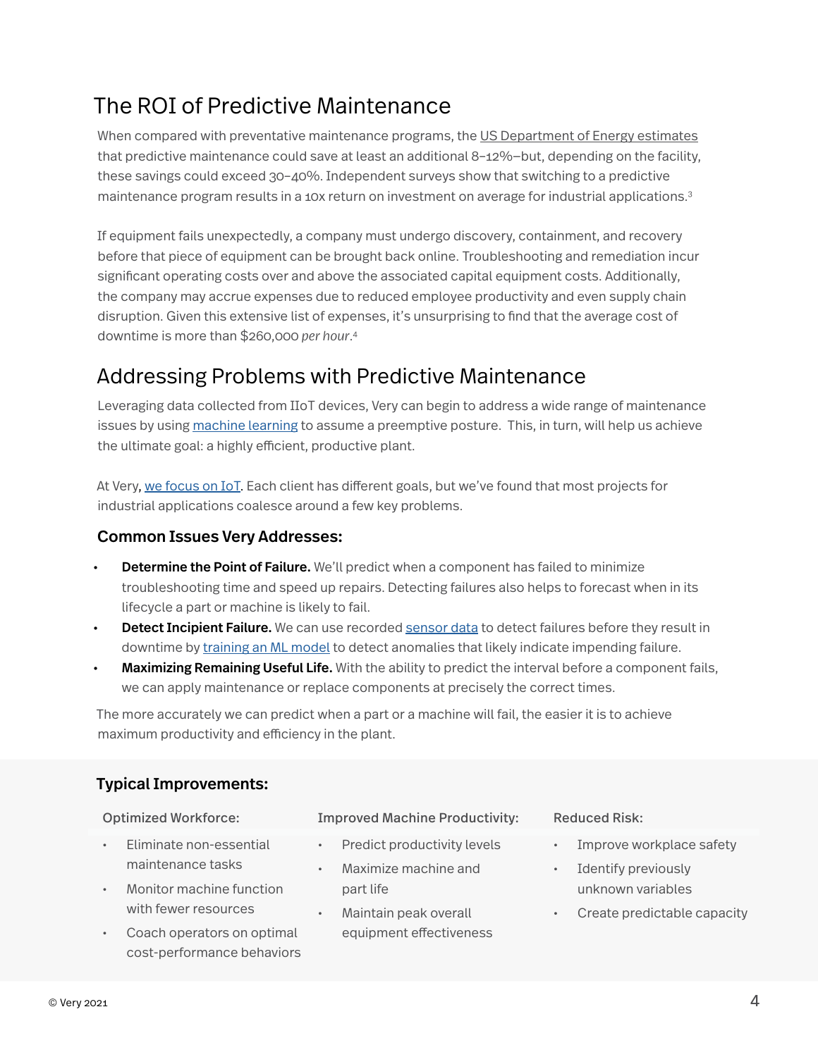## The ROI of Predictive Maintenance

When compared with preventative maintenance programs, the US Department of Energy estimates that predictive maintenance could save at least an additional 8–12%–but, depending on the facility, these savings could exceed 30–40%. Independent surveys show that switching to a predictive maintenance program results in a 10x return on investment on average for industrial applications.[3]

If equipment fails unexpectedly, a company must undergo discovery, containment, and recovery before that piece of equipment can be brought back online. Troubleshooting and remediation incur significant operating costs over and above the associated capital equipment costs. Additionally, the company may accrue expenses due to reduced employee productivity and even supply chain disruption. Given this extensive list of expenses, it's unsurprising to find that the average cost of downtime is more than $260,000 *per hour*.[4]

## Addressing Problems with Predictive Maintenance

Leveraging data collected from IIoT devices, Very can begin to address a wide range of maintenance issues by using machine learning to assume a preemptive posture. This, in turn, will help us achieve the ultimate goal: a highly efficient, productive plant.

At Very, we focus on IoT. Each client has different goals, but we've found that most projects for industrial applications coalesce around a few key problems.

### Common Issues Very Addresses:

- **Determine the Point of Failure.** We'll predict when a component has failed to minimize troubleshooting time and speed up repairs. Detecting failures also helps to forecast when in its lifecycle a part or machine is likely to fail.
- **Detect Incipient Failure.** We can use recorded sensor data to detect failures before they result in downtime by training an ML model to detect anomalies that likely indicate impending failure.
- **Maximizing Remaining Useful Life.** With the ability to predict the interval before a component fails, we can apply maintenance or replace components at precisely the correct times.

The more accurately we can predict when a part or a machine will fail, the easier it is to achieve maximum productivity and efficiency in the plant.

### Typical Improvements:

**Optimized Workforce:**

- Eliminate non-essential maintenance tasks
- Monitor machine function with fewer resources
- Coach operators on optimal cost-performance behaviors

**Improved Machine Productivity:**

- Predict productivity levels
- Maximize machine and part life
- Maintain peak overall equipment effectiveness

**Reduced Risk:**

- Improve workplace safety
- Identify previously unknown variables
- Create predictable capacity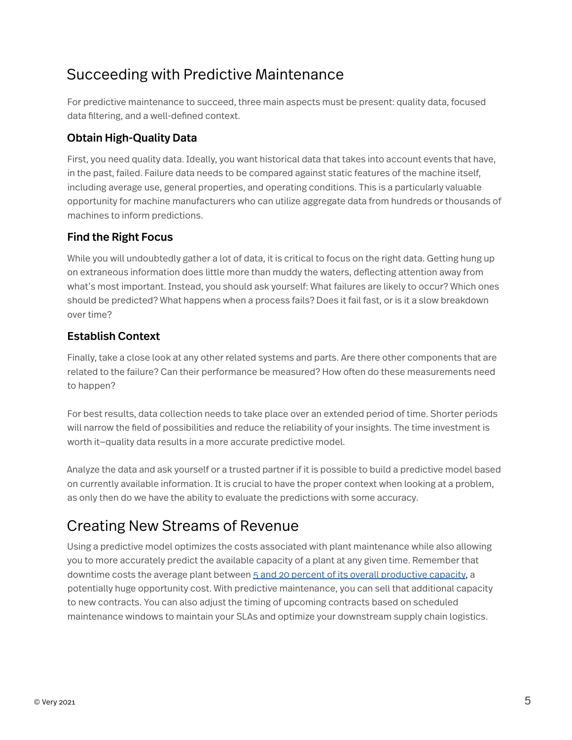## Succeeding with Predictive Maintenance

For predictive maintenance to succeed, three main aspects must be present: quality data, focused data filtering, and a well-defined context.

### Obtain High-Quality Data

First, you need quality data. Ideally, you want historical data that takes into account events that have, in the past, failed. Failure data needs to be compared against static features of the machine itself, including average use, general properties, and operating conditions. This is a particularly valuable opportunity for machine manufacturers who can utilize aggregate data from hundreds or thousands of machines to inform predictions.

### Find the Right Focus

While you will undoubtedly gather a lot of data, it is critical to focus on the right data. Getting hung up on extraneous information does little more than muddy the waters, deflecting attention away from what's most important. Instead, you should ask yourself: What failures are likely to occur? Which ones should be predicted? What happens when a process fails? Does it fail fast, or is it a slow breakdown over time?

### Establish Context

Finally, take a close look at any other related systems and parts. Are there other components that are related to the failure? Can their performance be measured? How often do these measurements need to happen?

For best results, data collection needs to take place over an extended period of time. Shorter periods will narrow the field of possibilities and reduce the reliability of your insights. The time investment is worth it—quality data results in a more accurate predictive model.

Analyze the data and ask yourself or a trusted partner if it is possible to build a predictive model based on currently available information. It is crucial to have the proper context when looking at a problem, as only then do we have the ability to evaluate the predictions with some accuracy.

## Creating New Streams of Revenue

Using a predictive model optimizes the costs associated with plant maintenance while also allowing you to more accurately predict the available capacity of a plant at any given time. Remember that downtime costs the average plant between 5 and 20 percent of its overall productive capacity, a potentially huge opportunity cost. With predictive maintenance, you can sell that additional capacity to new contracts. You can also adjust the timing of upcoming contracts based on scheduled maintenance windows to maintain your SLAs and optimize your downstream supply chain logistics.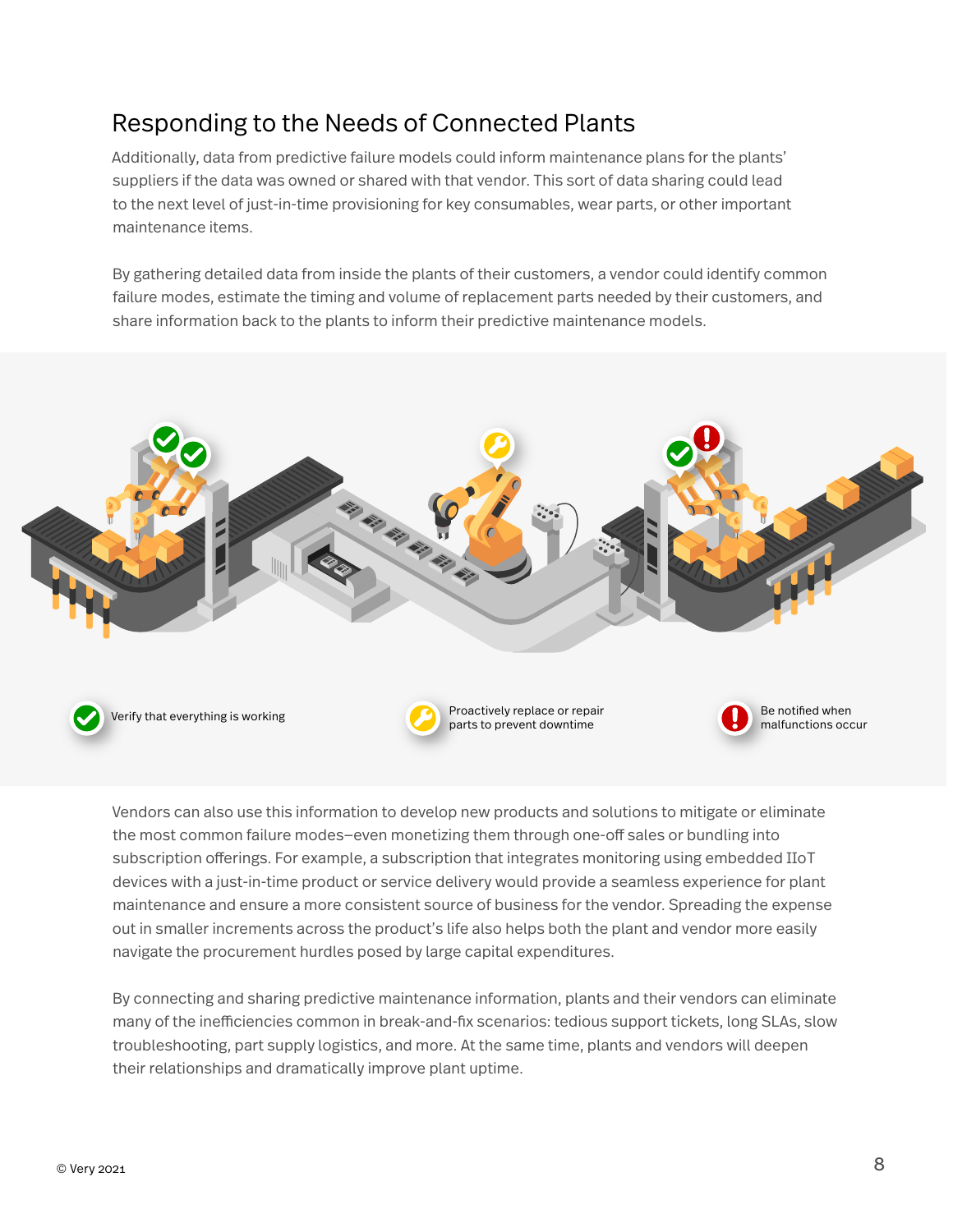## Responding to the Needs of Connected Plants

Additionally, data from predictive failure models could inform maintenance plans for the plants' suppliers if the data was owned or shared with that vendor. This sort of data sharing could lead to the next level of just-in-time provisioning for key consumables, wear parts, or other important maintenance items.

By gathering detailed data from inside the plants of their customers, a vendor could identify common failure modes, estimate the timing and volume of replacement parts needed by their customers, and share information back to the plants to inform their predictive maintenance models.

Verify that everything is working

Proactively replace or repair parts to prevent downtime

Be notified when malfunctions occur

Vendors can also use this information to develop new products and solutions to mitigate or eliminate the most common failure modes–even monetizing them through one-off sales or bundling into subscription offerings. For example, a subscription that integrates monitoring using embedded IIoT devices with a just-in-time product or service delivery would provide a seamless experience for plant maintenance and ensure a more consistent source of business for the vendor. Spreading the expense out in smaller increments across the product's life also helps both the plant and vendor more easily navigate the procurement hurdles posed by large capital expenditures.

By connecting and sharing predictive maintenance information, plants and their vendors can eliminate many of the inefficiencies common in break-and-fix scenarios: tedious support tickets, long SLAs, slow troubleshooting, part supply logistics, and more. At the same time, plants and vendors will deepen their relationships and dramatically improve plant uptime.

© Very 2021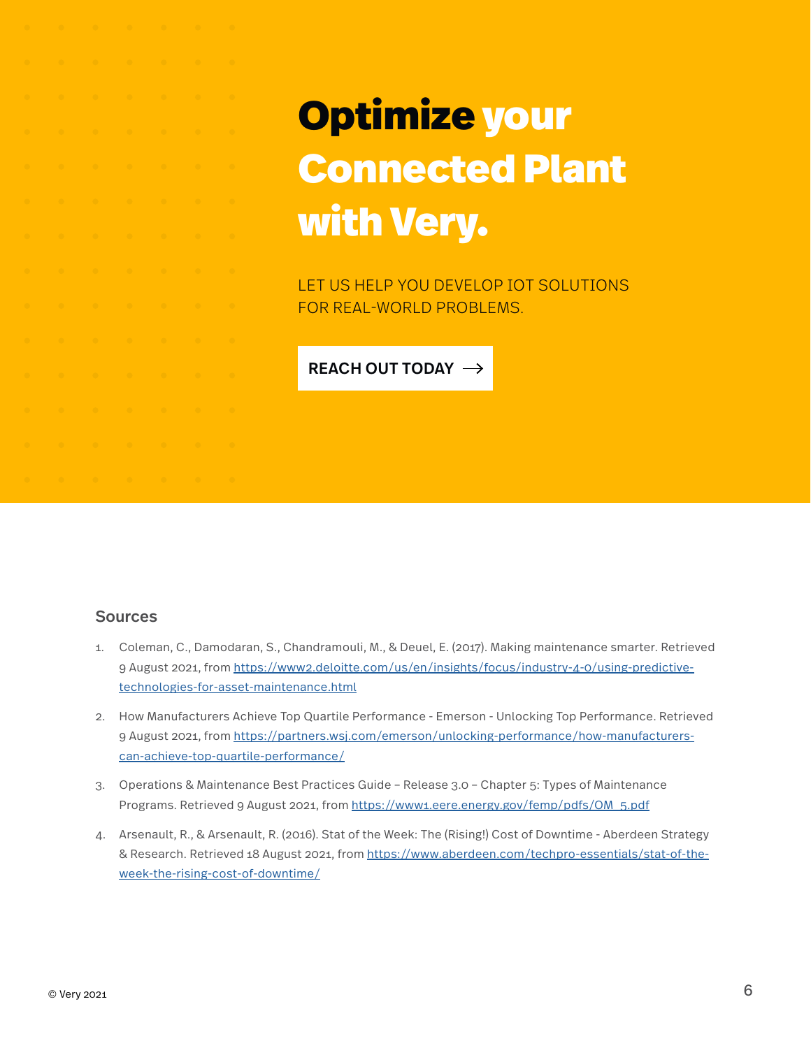# Optimize your Connected Plant with Very.

LET US HELP YOU DEVELOP IOT SOLUTIONS FOR REAL-WORLD PROBLEMS.

REACH OUT TODAY →

## Sources

1. Coleman, C., Damodaran, S., Chandramouli, M., & Deuel, E. (2017). Making maintenance smarter. Retrieved 9 August 2021, from https://www2.deloitte.com/us/en/insights/focus/industry-4-0/using-predictive-technologies-for-asset-maintenance.html
2. How Manufacturers Achieve Top Quartile Performance - Emerson - Unlocking Top Performance. Retrieved 9 August 2021, from https://partners.wsj.com/emerson/unlocking-performance/how-manufacturers-can-achieve-top-quartile-performance/
3. Operations & Maintenance Best Practices Guide – Release 3.0 – Chapter 5: Types of Maintenance Programs. Retrieved 9 August 2021, from https://www1.eere.energy.gov/femp/pdfs/OM_5.pdf
4. Arsenault, R., & Arsenault, R. (2016). Stat of the Week: The (Rising!) Cost of Downtime - Aberdeen Strategy & Research. Retrieved 18 August 2021, from https://www.aberdeen.com/techpro-essentials/stat-of-the-week-the-rising-cost-of-downtime/

© Very 2021